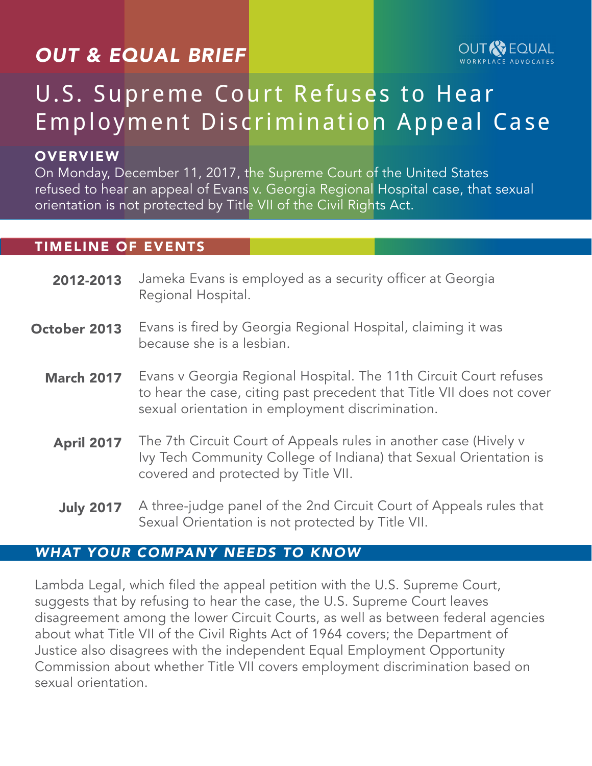*OUT & EQUAL BRIEF*

OUT & EQUAL WORKPLACE ADVOCATES

# U.S. Supreme Court Refuses to Hear Employment Discrimination Appeal Case

## OVERVIEW

On Monday, December 11, 2017, the Supreme Court of the United States refused to hear an appeal of Evans v. Georgia Regional Hospital case, that sexual orientation is not protected by Title VII of the Civil Rights Act.

## TIMELINE OF EVENTS

**2012-2013** Jameka Evans is employed as a security officer at Georgia Regional Hospital.

**October 2013** Evans is fired by Georgia Regional Hospital, claiming it was because she is a lesbian.

**March 2017** Evans v Georgia Regional Hospital. The 11th Circuit Court refuses to hear the case, citing past precedent that Title VII does not cover sexual orientation in employment discrimination.

**April 2017** The 7th Circuit Court of Appeals rules in another case (Hively v Ivy Tech Community College of Indiana) that Sexual Orientation is covered and protected by Title VII.

**July 2017** A three-judge panel of the 2nd Circuit Court of Appeals rules that Sexual Orientation is not protected by Title VII.

## *WHAT YOUR COMPANY NEEDS TO KNOW*

Lambda Legal, which filed the appeal petition with the U.S. Supreme Court, suggests that by refusing to hear the case, the U.S. Supreme Court leaves disagreement among the lower Circuit Courts, as well as between federal agencies about what Title VII of the Civil Rights Act of 1964 covers; the Department of Justice also disagrees with the independent Equal Employment Opportunity Commission about whether Title VII covers employment discrimination based on sexual orientation.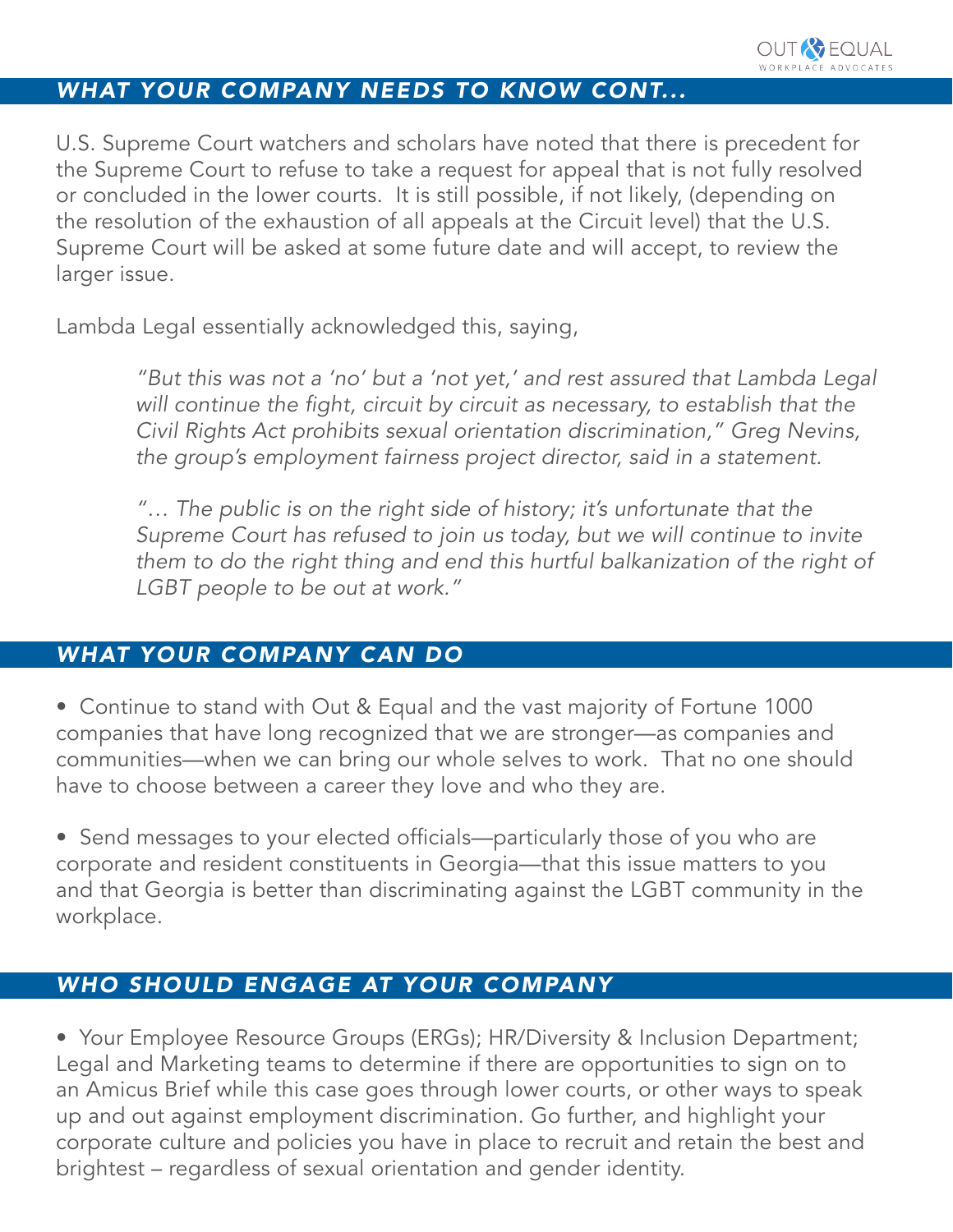## *WHAT YOUR COMPANY NEEDS TO KNOW CONT...*

U.S. Supreme Court watchers and scholars have noted that there is precedent for the Supreme Court to refuse to take a request for appeal that is not fully resolved or concluded in the lower courts. It is still possible, if not likely, (depending on the resolution of the exhaustion of all appeals at the Circuit level) that the U.S. Supreme Court will be asked at some future date and will accept, to review the larger issue.

Lambda Legal essentially acknowledged this, saying,

> *"But this was not a 'no' but a 'not yet,' and rest assured that Lambda Legal will continue the fight, circuit by circuit as necessary, to establish that the Civil Rights Act prohibits sexual orientation discrimination," Greg Nevins, the group's employment fairness project director, said in a statement.*
>
> *"… The public is on the right side of history; it's unfortunate that the Supreme Court has refused to join us today, but we will continue to invite them to do the right thing and end this hurtful balkanization of the right of LGBT people to be out at work."*

## *WHAT YOUR COMPANY CAN DO*

- Continue to stand with Out & Equal and the vast majority of Fortune 1000 companies that have long recognized that we are stronger—as companies and communities—when we can bring our whole selves to work. That no one should have to choose between a career they love and who they are.

- Send messages to your elected officials—particularly those of you who are corporate and resident constituents in Georgia—that this issue matters to you and that Georgia is better than discriminating against the LGBT community in the workplace.

## *WHO SHOULD ENGAGE AT YOUR COMPANY*

- Your Employee Resource Groups (ERGs); HR/Diversity & Inclusion Department; Legal and Marketing teams to determine if there are opportunities to sign on to an Amicus Brief while this case goes through lower courts, or other ways to speak up and out against employment discrimination. Go further, and highlight your corporate culture and policies you have in place to recruit and retain the best and brightest – regardless of sexual orientation and gender identity.